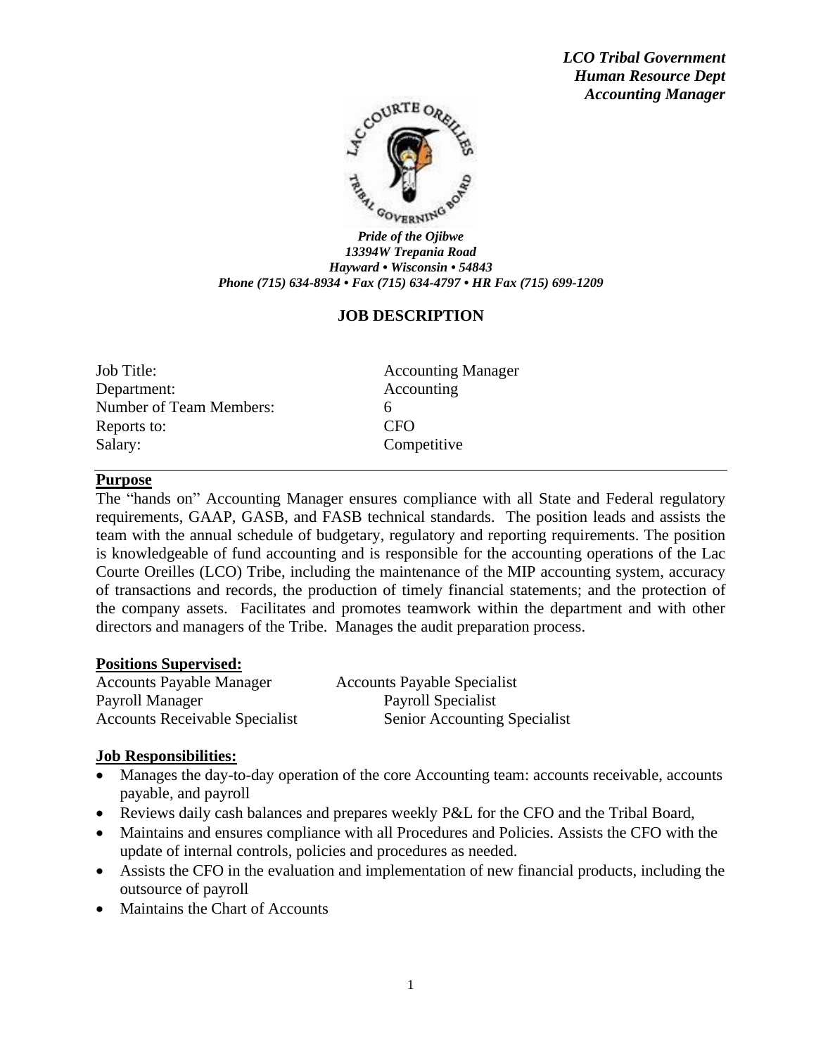*LCO Tribal Government*
*Human Resource Dept*
*Accounting Manager*

***Pride of the Ojibwe***
***13394W Trepania Road***
***Hayward • Wisconsin • 54843***
***Phone (715) 634-8934 • Fax (715) 634-4797 • HR Fax (715) 699-1209***

## JOB DESCRIPTION

| | |
|---|---|
| Job Title: | Accounting Manager |
| Department: | Accounting |
| Number of Team Members: | 6 |
| Reports to: | CFO |
| Salary: | Competitive |

### Purpose

The "hands on" Accounting Manager ensures compliance with all State and Federal regulatory requirements, GAAP, GASB, and FASB technical standards. The position leads and assists the team with the annual schedule of budgetary, regulatory and reporting requirements. The position is knowledgeable of fund accounting and is responsible for the accounting operations of the Lac Courte Oreilles (LCO) Tribe, including the maintenance of the MIP accounting system, accuracy of transactions and records, the production of timely financial statements; and the protection of the company assets. Facilitates and promotes teamwork within the department and with other directors and managers of the Tribe. Manages the audit preparation process.

### Positions Supervised:

| | |
|---|---|
| Accounts Payable Manager | Accounts Payable Specialist |
| Payroll Manager | Payroll Specialist |
| Accounts Receivable Specialist | Senior Accounting Specialist |

### Job Responsibilities:

- Manages the day-to-day operation of the core Accounting team: accounts receivable, accounts payable, and payroll
- Reviews daily cash balances and prepares weekly P&L for the CFO and the Tribal Board,
- Maintains and ensures compliance with all Procedures and Policies. Assists the CFO with the update of internal controls, policies and procedures as needed.
- Assists the CFO in the evaluation and implementation of new financial products, including the outsource of payroll
- Maintains the Chart of Accounts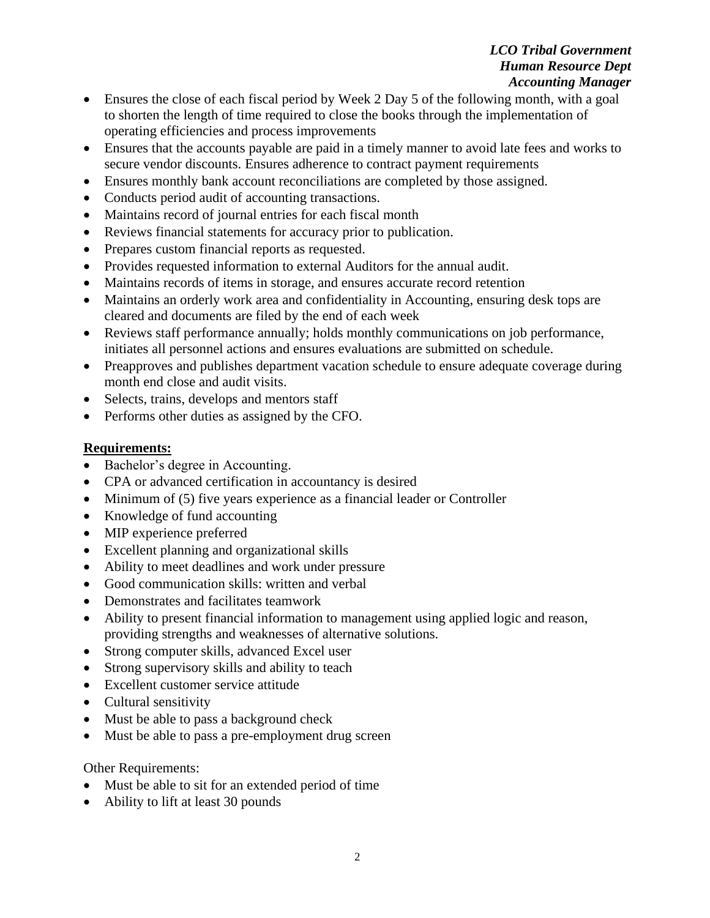- Ensures the close of each fiscal period by Week 2 Day 5 of the following month, with a goal to shorten the length of time required to close the books through the implementation of operating efficiencies and process improvements
- Ensures that the accounts payable are paid in a timely manner to avoid late fees and works to secure vendor discounts. Ensures adherence to contract payment requirements
- Ensures monthly bank account reconciliations are completed by those assigned.
- Conducts period audit of accounting transactions.
- Maintains record of journal entries for each fiscal month
- Reviews financial statements for accuracy prior to publication.
- Prepares custom financial reports as requested.
- Provides requested information to external Auditors for the annual audit.
- Maintains records of items in storage, and ensures accurate record retention
- Maintains an orderly work area and confidentiality in Accounting, ensuring desk tops are cleared and documents are filed by the end of each week
- Reviews staff performance annually; holds monthly communications on job performance, initiates all personnel actions and ensures evaluations are submitted on schedule.
- Preapproves and publishes department vacation schedule to ensure adequate coverage during month end close and audit visits.
- Selects, trains, develops and mentors staff
- Performs other duties as assigned by the CFO.

**<u>Requirements:</u>**

- Bachelor's degree in Accounting.
- CPA or advanced certification in accountancy is desired
- Minimum of (5) five years experience as a financial leader or Controller
- Knowledge of fund accounting
- MIP experience preferred
- Excellent planning and organizational skills
- Ability to meet deadlines and work under pressure
- Good communication skills: written and verbal
- Demonstrates and facilitates teamwork
- Ability to present financial information to management using applied logic and reason, providing strengths and weaknesses of alternative solutions.
- Strong computer skills, advanced Excel user
- Strong supervisory skills and ability to teach
- Excellent customer service attitude
- Cultural sensitivity
- Must be able to pass a background check
- Must be able to pass a pre-employment drug screen

Other Requirements:

- Must be able to sit for an extended period of time
- Ability to lift at least 30 pounds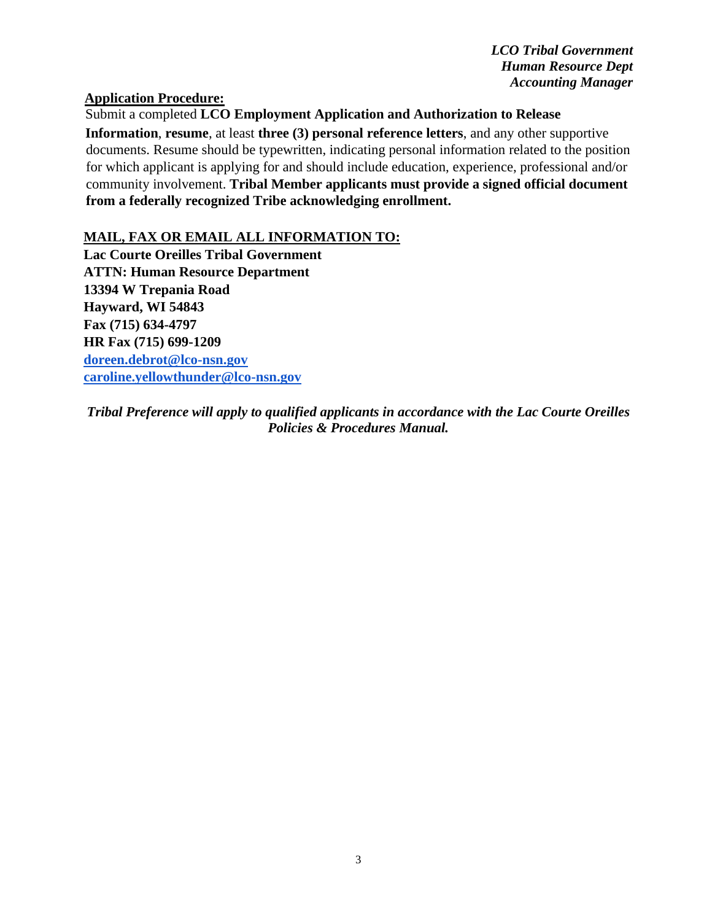**Application Procedure:**

Submit a completed **LCO Employment Application and Authorization to Release Information**, **resume**, at least **three (3) personal reference letters**, and any other supportive documents. Resume should be typewritten, indicating personal information related to the position for which applicant is applying for and should include education, experience, professional and/or community involvement. **Tribal Member applicants must provide a signed official document from a federally recognized Tribe acknowledging enrollment.**

**MAIL, FAX OR EMAIL ALL INFORMATION TO:**

**Lac Courte Oreilles Tribal Government**
**ATTN: Human Resource Department**
**13394 W Trepania Road**
**Hayward, WI 54843**
**Fax (715) 634-4797**
**HR Fax (715) 699-1209**
**doreen.debrot@lco-nsn.gov**
**caroline.yellowthunder@lco-nsn.gov**

***Tribal Preference will apply to qualified applicants in accordance with the Lac Courte Oreilles Policies & Procedures Manual.***